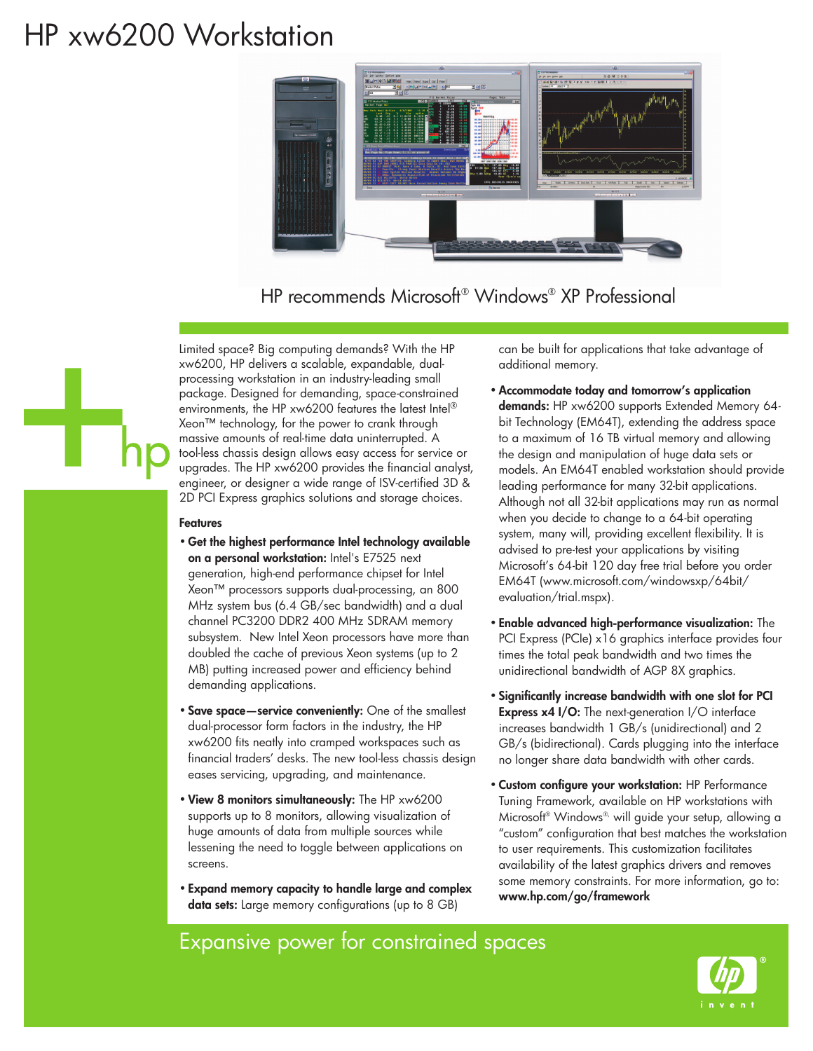# HP xw6200 Workstation

HP recommends Microsoft® Windows® XP Professional

Limited space? Big computing demands? With the HP xw6200, HP delivers a scalable, expandable, dual-processing workstation in an industry-leading small package. Designed for demanding, space-constrained environments, the HP xw6200 features the latest Intel® Xeon™ technology, for the power to crank through massive amounts of real-time data uninterrupted. A tool-less chassis design allows easy access for service or upgrades. The HP xw6200 provides the financial analyst, engineer, or designer a wide range of ISV-certified 3D & 2D PCI Express graphics solutions and storage choices.

### Features

- **Get the highest performance Intel technology available on a personal workstation:** Intel's E7525 next generation, high-end performance chipset for Intel Xeon™ processors supports dual-processing, an 800 MHz system bus (6.4 GB/sec bandwidth) and a dual channel PC3200 DDR2 400 MHz SDRAM memory subsystem. New Intel Xeon processors have more than doubled the cache of previous Xeon systems (up to 2 MB) putting increased power and efficiency behind demanding applications.
- **Save space—service conveniently:** One of the smallest dual-processor form factors in the industry, the HP xw6200 fits neatly into cramped workspaces such as financial traders' desks. The new tool-less chassis design eases servicing, upgrading, and maintenance.
- **View 8 monitors simultaneously:** The HP xw6200 supports up to 8 monitors, allowing visualization of huge amounts of data from multiple sources while lessening the need to toggle between applications on screens.
- **Expand memory capacity to handle large and complex data sets:** Large memory configurations (up to 8 GB) can be built for applications that take advantage of additional memory.
- **Accommodate today and tomorrow's application demands:** HP xw6200 supports Extended Memory 64-bit Technology (EM64T), extending the address space to a maximum of 16 TB virtual memory and allowing the design and manipulation of huge data sets or models. An EM64T enabled workstation should provide leading performance for many 32-bit applications. Although not all 32-bit applications may run as normal when you decide to change to a 64-bit operating system, many will, providing excellent flexibility. It is advised to pre-test your applications by visiting Microsoft's 64-bit 120 day free trial before you order EM64T (www.microsoft.com/windowsxp/64bit/evaluation/trial.mspx).
- **Enable advanced high-performance visualization:** The PCI Express (PCIe) x16 graphics interface provides four times the total peak bandwidth and two times the unidirectional bandwidth of AGP 8X graphics.
- **Significantly increase bandwidth with one slot for PCI Express x4 I/O:** The next-generation I/O interface increases bandwidth 1 GB/s (unidirectional) and 2 GB/s (bidirectional). Cards plugging into the interface no longer share data bandwidth with other cards.
- **Custom configure your workstation:** HP Performance Tuning Framework, available on HP workstations with Microsoft® Windows® will guide your setup, allowing a "custom" configuration that best matches the workstation to user requirements. This customization facilitates availability of the latest graphics drivers and removes some memory constraints. For more information, go to: **www.hp.com/go/framework**

Expansive power for constrained spaces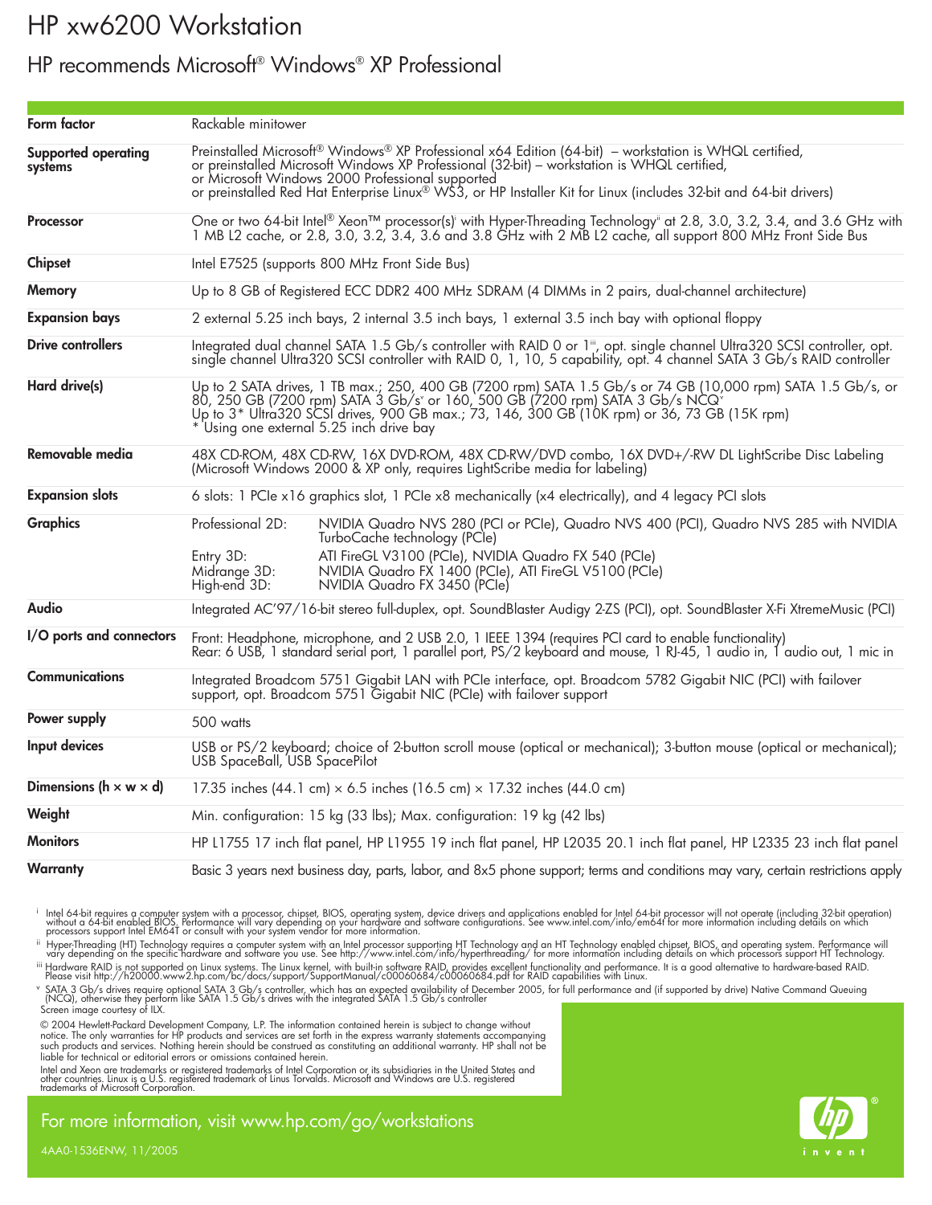# HP xw6200 Workstation

## HP recommends Microsoft® Windows® XP Professional

| | |
|---|---|
| **Form factor** | Rackable minitower |
| **Supported operating systems** | Preinstalled Microsoft® Windows® XP Professional x64 Edition (64-bit) – workstation is WHQL certified, or preinstalled Microsoft Windows XP Professional (32-bit) – workstation is WHQL certified, or Microsoft Windows 2000 Professional supported or preinstalled Red Hat Enterprise Linux® WS3, or HP Installer Kit for Linux (includes 32-bit and 64-bit drivers) |
| **Processor** | One or two 64-bit Intel® Xeon™ processor(s)[i] with Hyper-Threading Technology[ii] at 2.8, 3.0, 3.2, 3.4, and 3.6 GHz with 1 MB L2 cache, or 2.8, 3.0, 3.2, 3.4, 3.6 and 3.8 GHz with 2 MB L2 cache, all support 800 MHz Front Side Bus |
| **Chipset** | Intel E7525 (supports 800 MHz Front Side Bus) |
| **Memory** | Up to 8 GB of Registered ECC DDR2 400 MHz SDRAM (4 DIMMs in 2 pairs, dual-channel architecture) |
| **Expansion bays** | 2 external 5.25 inch bays, 2 internal 3.5 inch bays, 1 external 3.5 inch bay with optional floppy |
| **Drive controllers** | Integrated dual channel SATA 1.5 Gb/s controller with RAID 0 or 1[iii], opt. single channel Ultra320 SCSI controller, opt. single channel Ultra320 SCSI controller with RAID 0, 1, 10, 5 capability, opt. 4 channel SATA 3 Gb/s RAID controller |
| **Hard drive(s)** | Up to 2 SATA drives, 1 TB max.; 250, 400 GB (7200 rpm) SATA 1.5 Gb/s or 74 GB (10,000 rpm) SATA 1.5 Gb/s, or 80, 250 GB (7200 rpm) SATA 3 Gb/s[v] or 160, 500 GB (7200 rpm) SATA 3 Gb/s NCQ[v]<br>Up to 3* Ultra320 SCSI drives, 900 GB max.; 73, 146, 300 GB (10K rpm) or 36, 73 GB (15K rpm)<br>* Using one external 5.25 inch drive bay |
| **Removable media** | 48X CD-ROM, 48X CD-RW, 16X DVD-ROM, 48X CD-RW/DVD combo, 16X DVD+/-RW DL LightScribe Disc Labeling (Microsoft Windows 2000 & XP only, requires LightScribe media for labeling) |
| **Expansion slots** | 6 slots: 1 PCIe x16 graphics slot, 1 PCIe x8 mechanically (x4 electrically), and 4 legacy PCI slots |
| **Graphics** | Professional 2D: NVIDIA Quadro NVS 280 (PCI or PCIe), Quadro NVS 400 (PCI), Quadro NVS 285 with NVIDIA TurboCache technology (PCIe)<br>Entry 3D: ATI FireGL V3100 (PCIe), NVIDIA Quadro FX 540 (PCIe)<br>Midrange 3D: NVIDIA Quadro FX 1400 (PCIe), ATI FireGL V5100 (PCIe)<br>High-end 3D: NVIDIA Quadro FX 3450 (PCIe) |
| **Audio** | Integrated AC'97/16-bit stereo full-duplex, opt. SoundBlaster Audigy 2-ZS (PCI), opt. SoundBlaster X-Fi XtremeMusic (PCI) |
| **I/O ports and connectors** | Front: Headphone, microphone, and 2 USB 2.0, 1 IEEE 1394 (requires PCI card to enable functionality)<br>Rear: 6 USB, 1 standard serial port, 1 parallel port, PS/2 keyboard and mouse, 1 RJ-45, 1 audio in, 1 audio out, 1 mic in |
| **Communications** | Integrated Broadcom 5751 Gigabit LAN with PCIe interface, opt. Broadcom 5782 Gigabit NIC (PCI) with failover support, opt. Broadcom 5751 Gigabit NIC (PCIe) with failover support |
| **Power supply** | 500 watts |
| **Input devices** | USB or PS/2 keyboard; choice of 2-button scroll mouse (optical or mechanical); 3-button mouse (optical or mechanical); USB SpaceBall, USB SpacePilot |
| **Dimensions (h × w × d)** | 17.35 inches (44.1 cm) × 6.5 inches (16.5 cm) × 17.32 inches (44.0 cm) |
| **Weight** | Min. configuration: 15 kg (33 lbs); Max. configuration: 19 kg (42 lbs) |
| **Monitors** | HP L1755 17 inch flat panel, HP L1955 19 inch flat panel, HP L2035 20.1 inch flat panel, HP L2335 23 inch flat panel |
| **Warranty** | Basic 3 years next business day, parts, labor, and 8x5 phone support; terms and conditions may vary, certain restrictions apply |

[i] Intel 64-bit requires a computer system with a processor, chipset, BIOS, operating system, device drivers and applications enabled for Intel 64-bit processor will not operate (including 32-bit operation) without a 64-bit enabled BIOS. Performance will vary depending on your hardware and software configurations. See www.intel.com/info/em64t for more information including details on which processors support Intel EM64T or consult with your system vendor for more information.

[ii] Hyper-Threading (HT) Technology requires a computer system with an Intel processor supporting HT Technology and an HT Technology enabled chipset, BIOS, and operating system. Performance will vary depending on the specific hardware and software you use. See http://www.intel.com/info/hyperthreading/ for more information including details on which processors support HT Technology.

[iii] Hardware RAID is not supported on Linux systems. The Linux kernel, with built-in software RAID, provides excellent functionality and performance. It is a good alternative to hardware-based RAID. Please visit http://h20000.www2.hp.com/bc/docs/support/SupportManual/c00060684/c00060684.pdf for RAID capabilities with Linux.

[v] SATA 3 Gb/s drives require optional SATA 3 Gb/s controller, which has an expected availability of December 2005, for full performance and (if supported by drive) Native Command Queuing (NCQ), otherwise they perform like SATA 1.5 Gb/s drives with the integrated SATA 1.5 Gb/s controller

Screen image courtesy of ILX.

© 2004 Hewlett-Packard Development Company, L.P. The information contained herein is subject to change without notice. The only warranties for HP products and services are set forth in the express warranty statements accompanying such products and services. Nothing herein should be construed as constituting an additional warranty. HP shall not be liable for technical or editorial errors or omissions contained herein.

Intel and Xeon are trademarks or registered trademarks of Intel Corporation or its subsidiaries in the United States and other countries. Linux is a U.S. registered trademark of Linus Torvalds. Microsoft and Windows are U.S. registered trademarks of Microsoft Corporation.

For more information, visit www.hp.com/go/workstations

4AA0-1536ENW, 11/2005